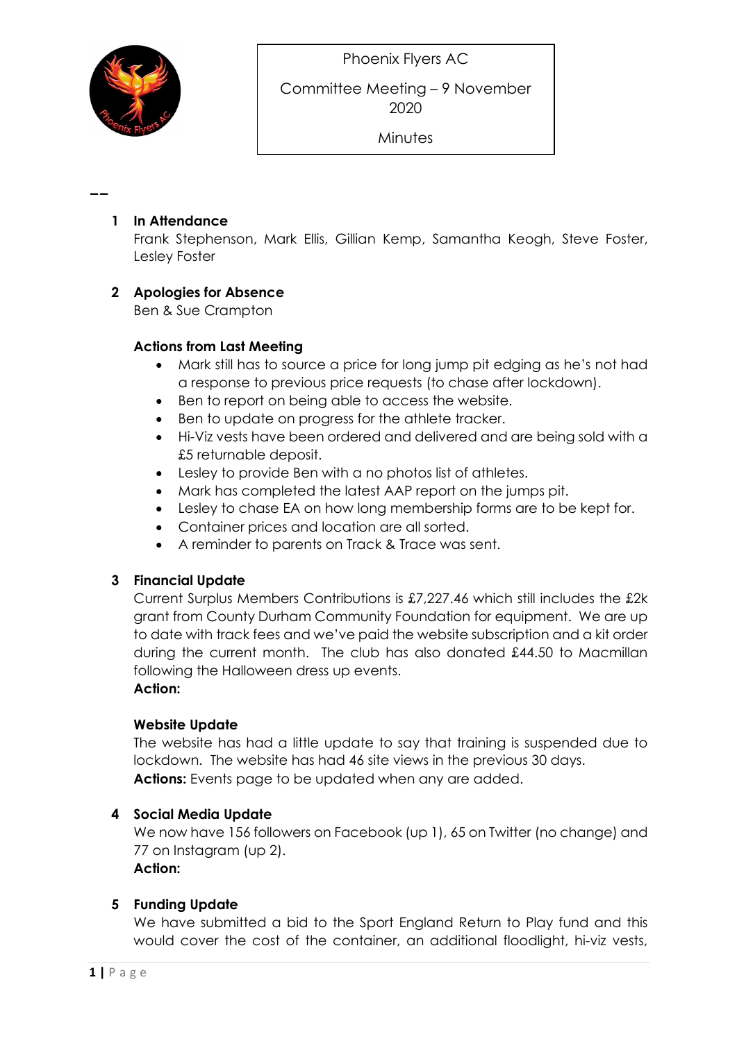Phoenix Flyers AC

Committee Meeting – 9 November 2020

Minutes

--

**1 In Attendance**

Frank Stephenson, Mark Ellis, Gillian Kemp, Samantha Keogh, Steve Foster, Lesley Foster

**2 Apologies for Absence**

Ben & Sue Crampton

**Actions from Last Meeting**

- Mark still has to source a price for long jump pit edging as he's not had a response to previous price requests (to chase after lockdown).
- Ben to report on being able to access the website.
- Ben to update on progress for the athlete tracker.
- Hi-Viz vests have been ordered and delivered and are being sold with a £5 returnable deposit.
- Lesley to provide Ben with a no photos list of athletes.
- Mark has completed the latest AAP report on the jumps pit.
- Lesley to chase EA on how long membership forms are to be kept for.
- Container prices and location are all sorted.
- A reminder to parents on Track & Trace was sent.

**3 Financial Update**

Current Surplus Members Contributions is £7,227.46 which still includes the £2k grant from County Durham Community Foundation for equipment. We are up to date with track fees and we've paid the website subscription and a kit order during the current month. The club has also donated £44.50 to Macmillan following the Halloween dress up events.

**Action:**

**Website Update**

The website has had a little update to say that training is suspended due to lockdown. The website has had 46 site views in the previous 30 days.

**Actions:** Events page to be updated when any are added.

**4 Social Media Update**

We now have 156 followers on Facebook (up 1), 65 on Twitter (no change) and 77 on Instagram (up 2).

**Action:**

**5 Funding Update**

We have submitted a bid to the Sport England Return to Play fund and this would cover the cost of the container, an additional floodlight, hi-viz vests,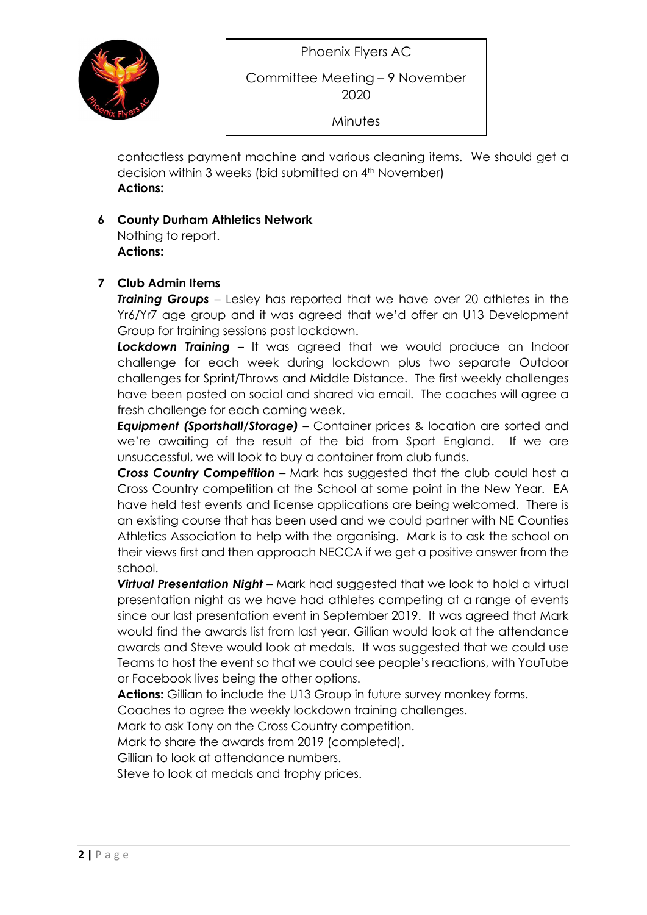contactless payment machine and various cleaning items. We should get a decision within 3 weeks (bid submitted on 4th November)
**Actions:**

## 6 County Durham Athletics Network

Nothing to report.
**Actions:**

## 7 Club Admin Items

***Training Groups*** – Lesley has reported that we have over 20 athletes in the Yr6/Yr7 age group and it was agreed that we'd offer an U13 Development Group for training sessions post lockdown.

***Lockdown Training*** – It was agreed that we would produce an Indoor challenge for each week during lockdown plus two separate Outdoor challenges for Sprint/Throws and Middle Distance. The first weekly challenges have been posted on social and shared via email. The coaches will agree a fresh challenge for each coming week.

***Equipment (Sportshall/Storage)*** – Container prices & location are sorted and we're awaiting of the result of the bid from Sport England. If we are unsuccessful, we will look to buy a container from club funds.

***Cross Country Competition*** – Mark has suggested that the club could host a Cross Country competition at the School at some point in the New Year. EA have held test events and license applications are being welcomed. There is an existing course that has been used and we could partner with NE Counties Athletics Association to help with the organising. Mark is to ask the school on their views first and then approach NECCA if we get a positive answer from the school.

***Virtual Presentation Night*** – Mark had suggested that we look to hold a virtual presentation night as we have had athletes competing at a range of events since our last presentation event in September 2019. It was agreed that Mark would find the awards list from last year, Gillian would look at the attendance awards and Steve would look at medals. It was suggested that we could use Teams to host the event so that we could see people's reactions, with YouTube or Facebook lives being the other options.

**Actions:** Gillian to include the U13 Group in future survey monkey forms.
Coaches to agree the weekly lockdown training challenges.
Mark to ask Tony on the Cross Country competition.
Mark to share the awards from 2019 (completed).
Gillian to look at attendance numbers.
Steve to look at medals and trophy prices.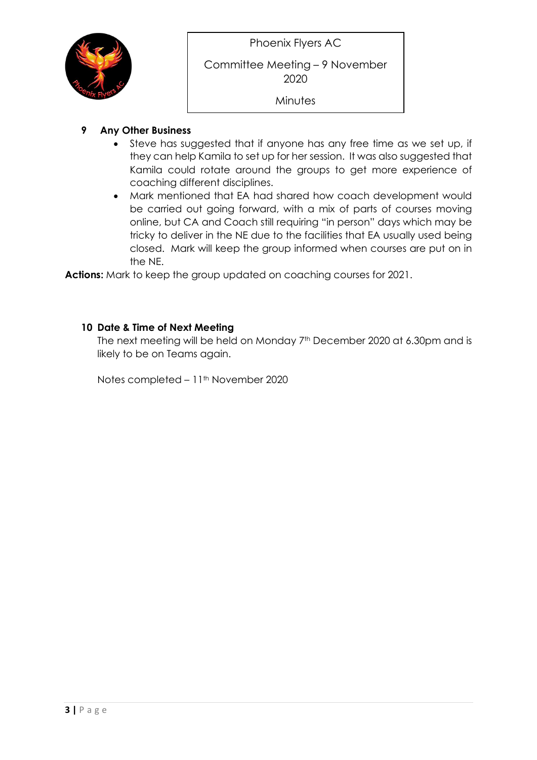## 9 Any Other Business

- Steve has suggested that if anyone has any free time as we set up, if they can help Kamila to set up for her session. It was also suggested that Kamila could rotate around the groups to get more experience of coaching different disciplines.
- Mark mentioned that EA had shared how coach development would be carried out going forward, with a mix of parts of courses moving online, but CA and Coach still requiring "in person" days which may be tricky to deliver in the NE due to the facilities that EA usually used being closed. Mark will keep the group informed when courses are put on in the NE.

**Actions:** Mark to keep the group updated on coaching courses for 2021.

## 10 Date & Time of Next Meeting

The next meeting will be held on Monday 7th December 2020 at 6.30pm and is likely to be on Teams again.

Notes completed – 11th November 2020